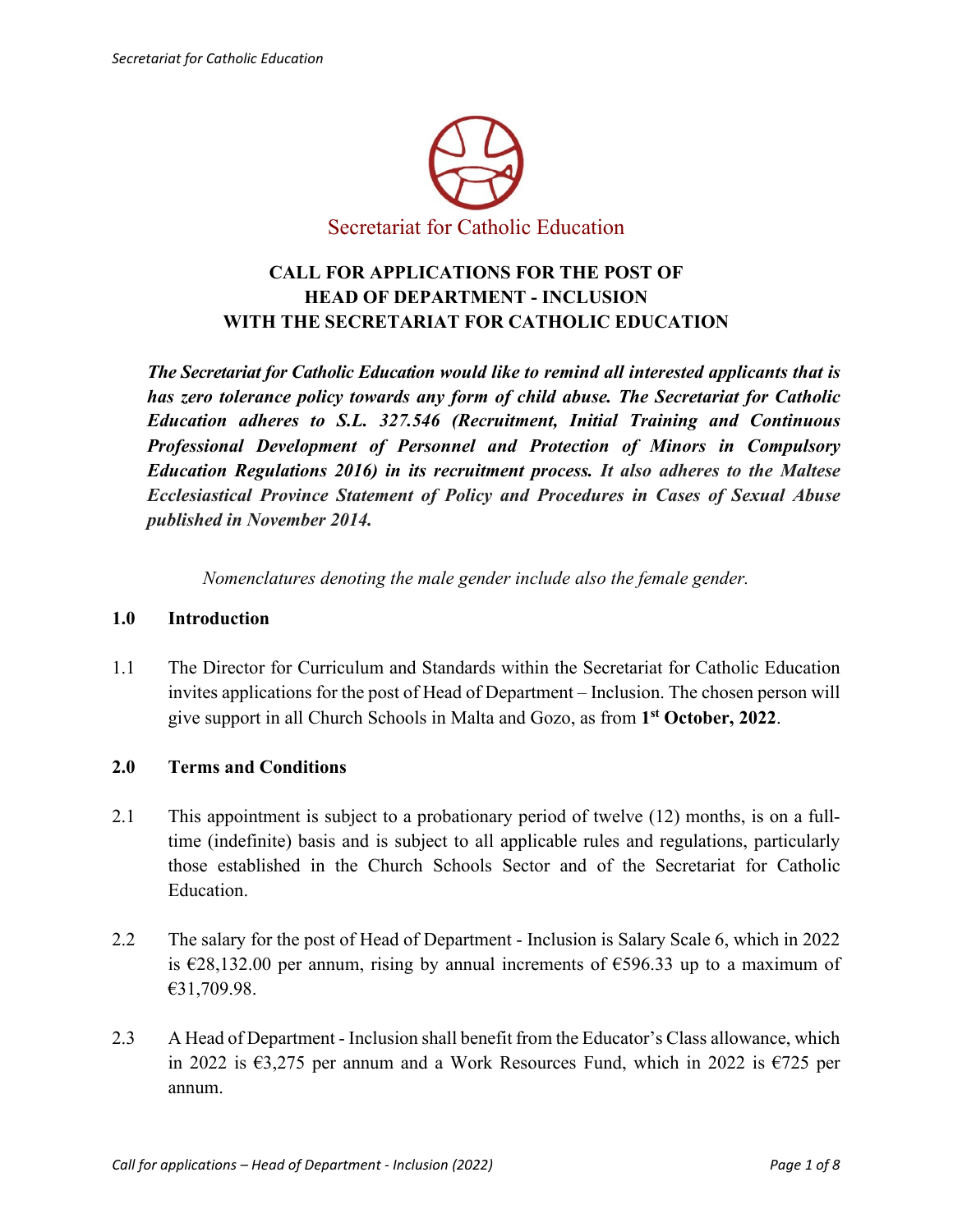Secretariat for Catholic Education

# CALL FOR APPLICATIONS FOR THE POST OF HEAD OF DEPARTMENT - INCLUSION WITH THE SECRETARIAT FOR CATHOLIC EDUCATION

***The Secretariat for Catholic Education would like to remind all interested applicants that is has zero tolerance policy towards any form of child abuse. The Secretariat for Catholic Education adheres to S.L. 327.546 (Recruitment, Initial Training and Continuous Professional Development of Personnel and Protection of Minors in Compulsory Education Regulations 2016) in its recruitment process. It also adheres to the Maltese Ecclesiastical Province Statement of Policy and Procedures in Cases of Sexual Abuse published in November 2014.***

*Nomenclatures denoting the male gender include also the female gender.*

## 1.0 Introduction

1.1 The Director for Curriculum and Standards within the Secretariat for Catholic Education invites applications for the post of Head of Department – Inclusion. The chosen person will give support in all Church Schools in Malta and Gozo, as from **1st October, 2022**.

## 2.0 Terms and Conditions

2.1 This appointment is subject to a probationary period of twelve (12) months, is on a full-time (indefinite) basis and is subject to all applicable rules and regulations, particularly those established in the Church Schools Sector and of the Secretariat for Catholic Education.

2.2 The salary for the post of Head of Department - Inclusion is Salary Scale 6, which in 2022 is €28,132.00 per annum, rising by annual increments of €596.33 up to a maximum of €31,709.98.

2.3 A Head of Department - Inclusion shall benefit from the Educator's Class allowance, which in 2022 is €3,275 per annum and a Work Resources Fund, which in 2022 is €725 per annum.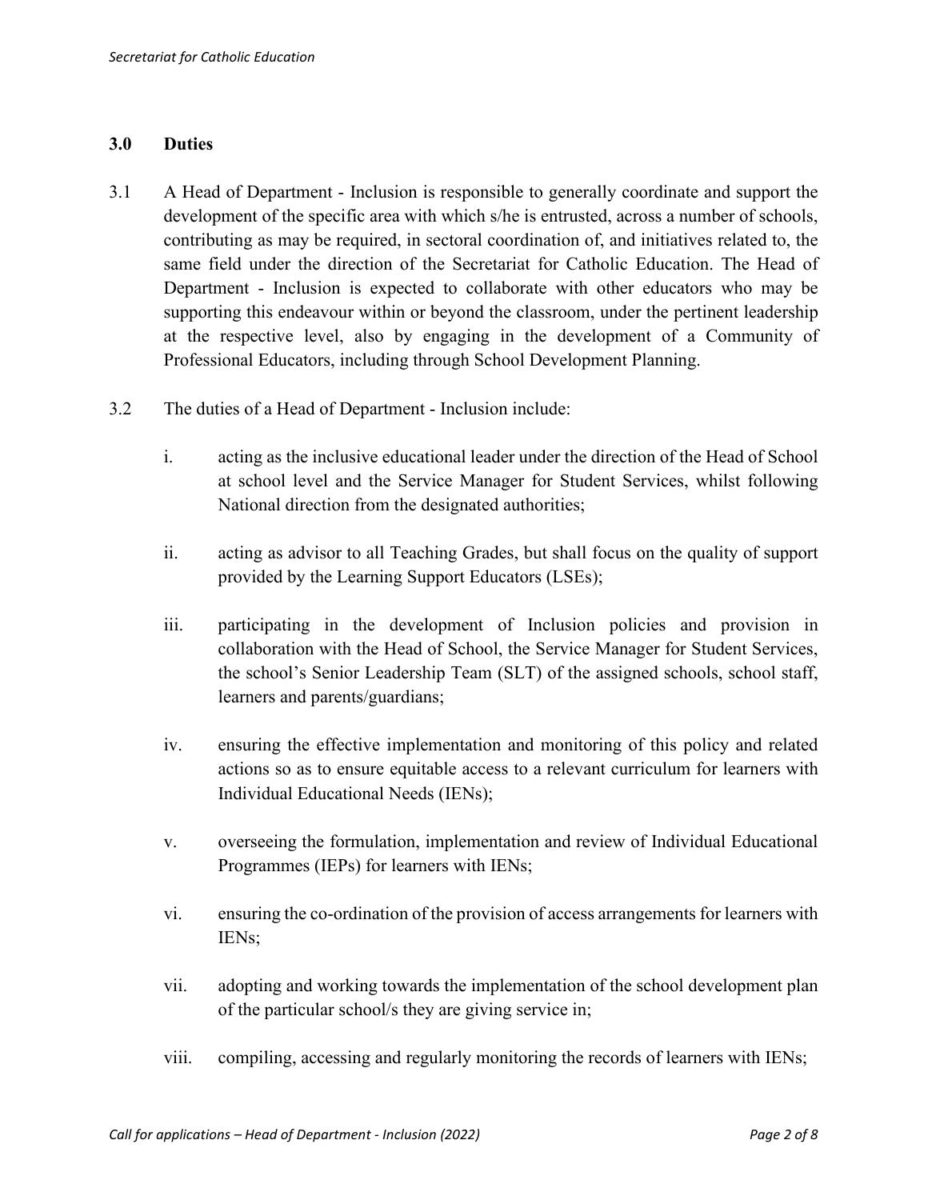## 3.0 Duties

3.1 A Head of Department - Inclusion is responsible to generally coordinate and support the development of the specific area with which s/he is entrusted, across a number of schools, contributing as may be required, in sectoral coordination of, and initiatives related to, the same field under the direction of the Secretariat for Catholic Education. The Head of Department - Inclusion is expected to collaborate with other educators who may be supporting this endeavour within or beyond the classroom, under the pertinent leadership at the respective level, also by engaging in the development of a Community of Professional Educators, including through School Development Planning.

3.2 The duties of a Head of Department - Inclusion include:

i. acting as the inclusive educational leader under the direction of the Head of School at school level and the Service Manager for Student Services, whilst following National direction from the designated authorities;

ii. acting as advisor to all Teaching Grades, but shall focus on the quality of support provided by the Learning Support Educators (LSEs);

iii. participating in the development of Inclusion policies and provision in collaboration with the Head of School, the Service Manager for Student Services, the school's Senior Leadership Team (SLT) of the assigned schools, school staff, learners and parents/guardians;

iv. ensuring the effective implementation and monitoring of this policy and related actions so as to ensure equitable access to a relevant curriculum for learners with Individual Educational Needs (IENs);

v. overseeing the formulation, implementation and review of Individual Educational Programmes (IEPs) for learners with IENs;

vi. ensuring the co-ordination of the provision of access arrangements for learners with IENs;

vii. adopting and working towards the implementation of the school development plan of the particular school/s they are giving service in;

viii. compiling, accessing and regularly monitoring the records of learners with IENs;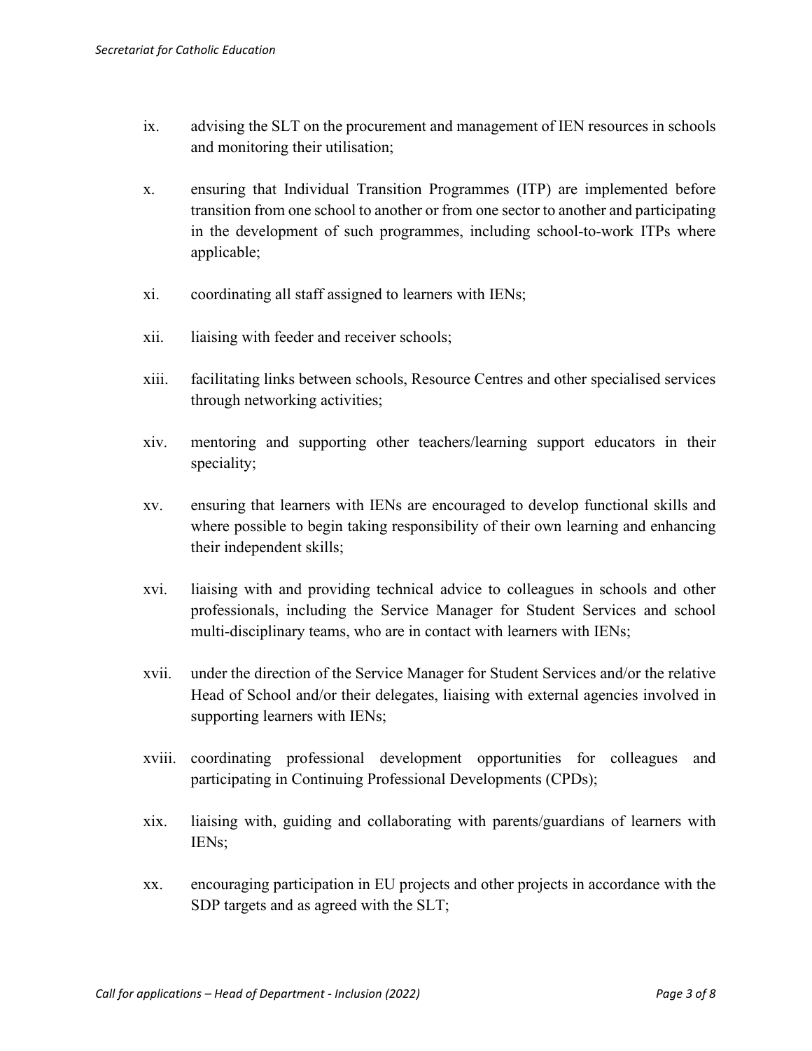ix. advising the SLT on the procurement and management of IEN resources in schools and monitoring their utilisation;

x. ensuring that Individual Transition Programmes (ITP) are implemented before transition from one school to another or from one sector to another and participating in the development of such programmes, including school-to-work ITPs where applicable;

xi. coordinating all staff assigned to learners with IENs;

xii. liaising with feeder and receiver schools;

xiii. facilitating links between schools, Resource Centres and other specialised services through networking activities;

xiv. mentoring and supporting other teachers/learning support educators in their speciality;

xv. ensuring that learners with IENs are encouraged to develop functional skills and where possible to begin taking responsibility of their own learning and enhancing their independent skills;

xvi. liaising with and providing technical advice to colleagues in schools and other professionals, including the Service Manager for Student Services and school multi-disciplinary teams, who are in contact with learners with IENs;

xvii. under the direction of the Service Manager for Student Services and/or the relative Head of School and/or their delegates, liaising with external agencies involved in supporting learners with IENs;

xviii. coordinating professional development opportunities for colleagues and participating in Continuing Professional Developments (CPDs);

xix. liaising with, guiding and collaborating with parents/guardians of learners with IENs;

xx. encouraging participation in EU projects and other projects in accordance with the SDP targets and as agreed with the SLT;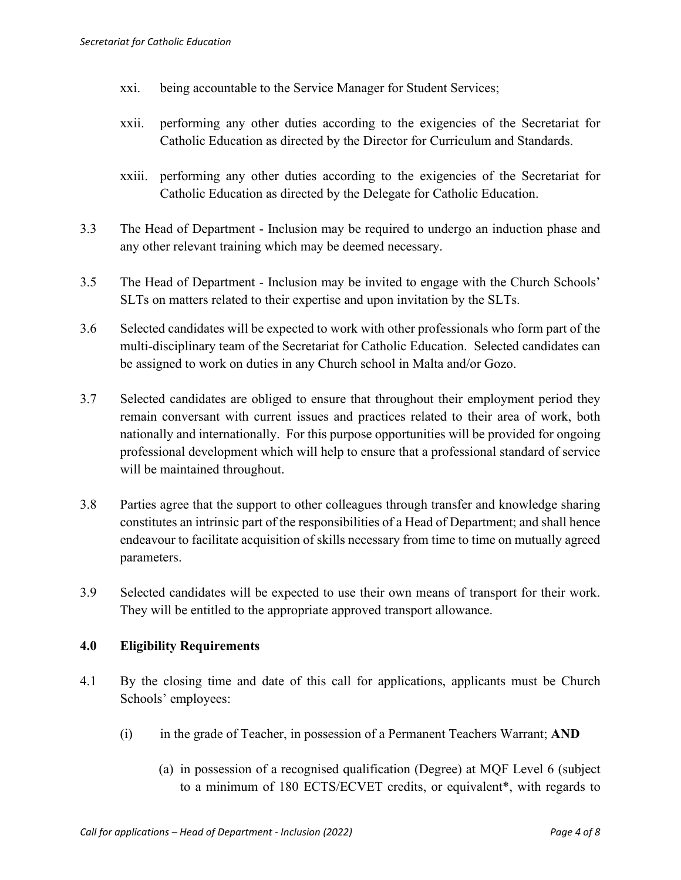xxi. being accountable to the Service Manager for Student Services;

xxii. performing any other duties according to the exigencies of the Secretariat for Catholic Education as directed by the Director for Curriculum and Standards.

xxiii. performing any other duties according to the exigencies of the Secretariat for Catholic Education as directed by the Delegate for Catholic Education.

3.3 The Head of Department - Inclusion may be required to undergo an induction phase and any other relevant training which may be deemed necessary.

3.5 The Head of Department - Inclusion may be invited to engage with the Church Schools' SLTs on matters related to their expertise and upon invitation by the SLTs.

3.6 Selected candidates will be expected to work with other professionals who form part of the multi-disciplinary team of the Secretariat for Catholic Education. Selected candidates can be assigned to work on duties in any Church school in Malta and/or Gozo.

3.7 Selected candidates are obliged to ensure that throughout their employment period they remain conversant with current issues and practices related to their area of work, both nationally and internationally. For this purpose opportunities will be provided for ongoing professional development which will help to ensure that a professional standard of service will be maintained throughout.

3.8 Parties agree that the support to other colleagues through transfer and knowledge sharing constitutes an intrinsic part of the responsibilities of a Head of Department; and shall hence endeavour to facilitate acquisition of skills necessary from time to time on mutually agreed parameters.

3.9 Selected candidates will be expected to use their own means of transport for their work. They will be entitled to the appropriate approved transport allowance.

### 4.0 Eligibility Requirements

4.1 By the closing time and date of this call for applications, applicants must be Church Schools' employees:

(i) in the grade of Teacher, in possession of a Permanent Teachers Warrant; **AND**

(a) in possession of a recognised qualification (Degree) at MQF Level 6 (subject to a minimum of 180 ECTS/ECVET credits, or equivalent*, with regards to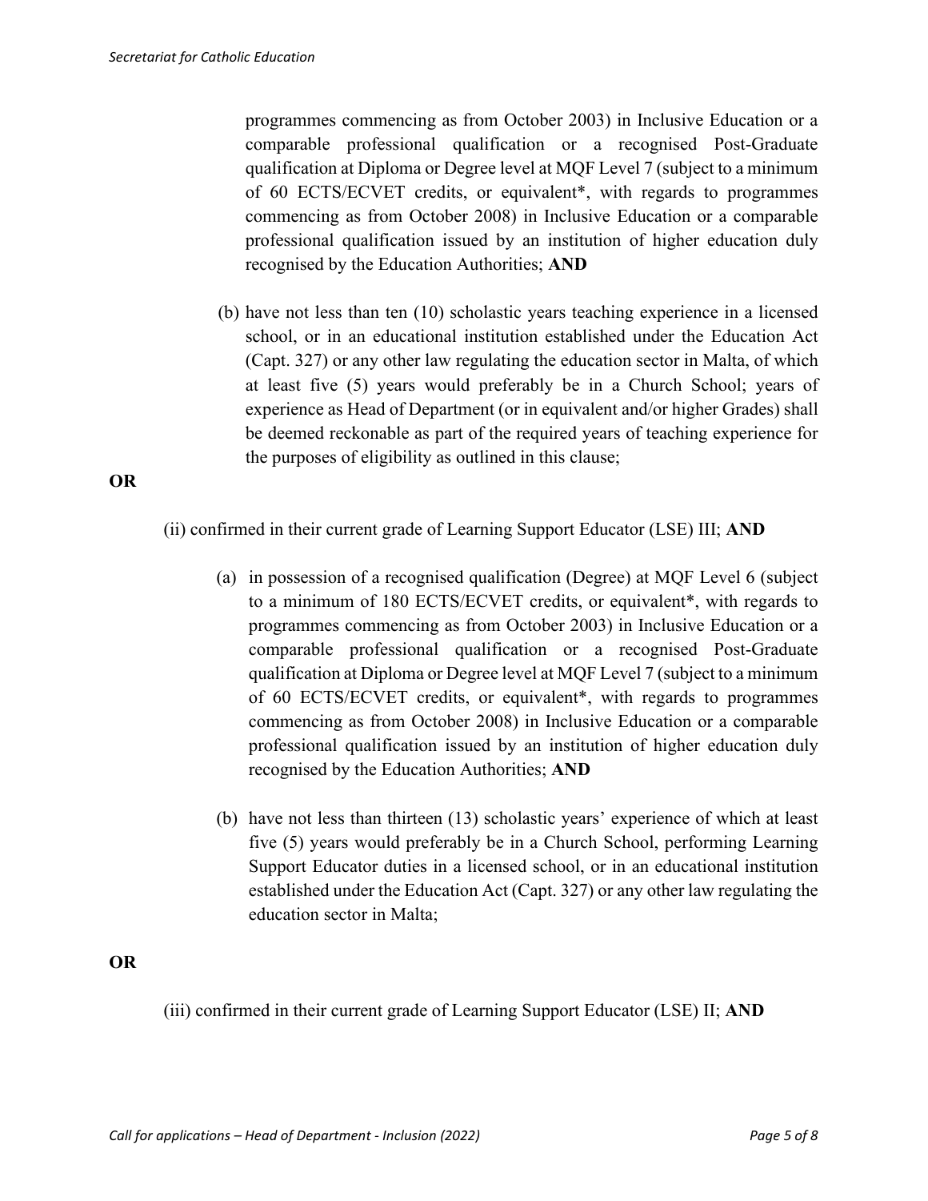programmes commencing as from October 2003) in Inclusive Education or a comparable professional qualification or a recognised Post-Graduate qualification at Diploma or Degree level at MQF Level 7 (subject to a minimum of 60 ECTS/ECVET credits, or equivalent*, with regards to programmes commencing as from October 2008) in Inclusive Education or a comparable professional qualification issued by an institution of higher education duly recognised by the Education Authorities; **AND**

(b) have not less than ten (10) scholastic years teaching experience in a licensed school, or in an educational institution established under the Education Act (Capt. 327) or any other law regulating the education sector in Malta, of which at least five (5) years would preferably be in a Church School; years of experience as Head of Department (or in equivalent and/or higher Grades) shall be deemed reckonable as part of the required years of teaching experience for the purposes of eligibility as outlined in this clause;

**OR**

(ii) confirmed in their current grade of Learning Support Educator (LSE) III; **AND**

(a) in possession of a recognised qualification (Degree) at MQF Level 6 (subject to a minimum of 180 ECTS/ECVET credits, or equivalent*, with regards to programmes commencing as from October 2003) in Inclusive Education or a comparable professional qualification or a recognised Post-Graduate qualification at Diploma or Degree level at MQF Level 7 (subject to a minimum of 60 ECTS/ECVET credits, or equivalent*, with regards to programmes commencing as from October 2008) in Inclusive Education or a comparable professional qualification issued by an institution of higher education duly recognised by the Education Authorities; **AND**

(b) have not less than thirteen (13) scholastic years' experience of which at least five (5) years would preferably be in a Church School, performing Learning Support Educator duties in a licensed school, or in an educational institution established under the Education Act (Capt. 327) or any other law regulating the education sector in Malta;

**OR**

(iii) confirmed in their current grade of Learning Support Educator (LSE) II; **AND**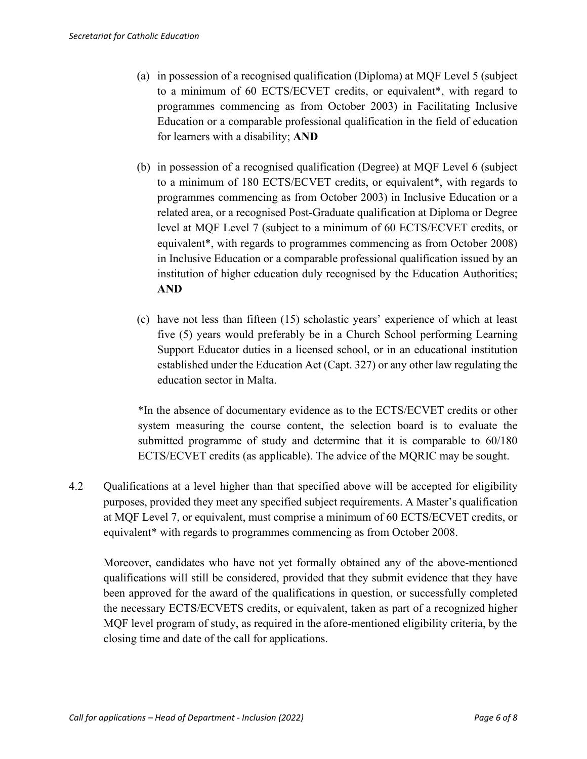(a) in possession of a recognised qualification (Diploma) at MQF Level 5 (subject to a minimum of 60 ECTS/ECVET credits, or equivalent*, with regard to programmes commencing as from October 2003) in Facilitating Inclusive Education or a comparable professional qualification in the field of education for learners with a disability; **AND**

(b) in possession of a recognised qualification (Degree) at MQF Level 6 (subject to a minimum of 180 ECTS/ECVET credits, or equivalent*, with regards to programmes commencing as from October 2003) in Inclusive Education or a related area, or a recognised Post-Graduate qualification at Diploma or Degree level at MQF Level 7 (subject to a minimum of 60 ECTS/ECVET credits, or equivalent*, with regards to programmes commencing as from October 2008) in Inclusive Education or a comparable professional qualification issued by an institution of higher education duly recognised by the Education Authorities; **AND**

(c) have not less than fifteen (15) scholastic years' experience of which at least five (5) years would preferably be in a Church School performing Learning Support Educator duties in a licensed school, or in an educational institution established under the Education Act (Capt. 327) or any other law regulating the education sector in Malta.

*In the absence of documentary evidence as to the ECTS/ECVET credits or other system measuring the course content, the selection board is to evaluate the submitted programme of study and determine that it is comparable to 60/180 ECTS/ECVET credits (as applicable). The advice of the MQRIC may be sought.

4.2 Qualifications at a level higher than that specified above will be accepted for eligibility purposes, provided they meet any specified subject requirements. A Master's qualification at MQF Level 7, or equivalent, must comprise a minimum of 60 ECTS/ECVET credits, or equivalent* with regards to programmes commencing as from October 2008.

Moreover, candidates who have not yet formally obtained any of the above-mentioned qualifications will still be considered, provided that they submit evidence that they have been approved for the award of the qualifications in question, or successfully completed the necessary ECTS/ECVETS credits, or equivalent, taken as part of a recognized higher MQF level program of study, as required in the afore-mentioned eligibility criteria, by the closing time and date of the call for applications.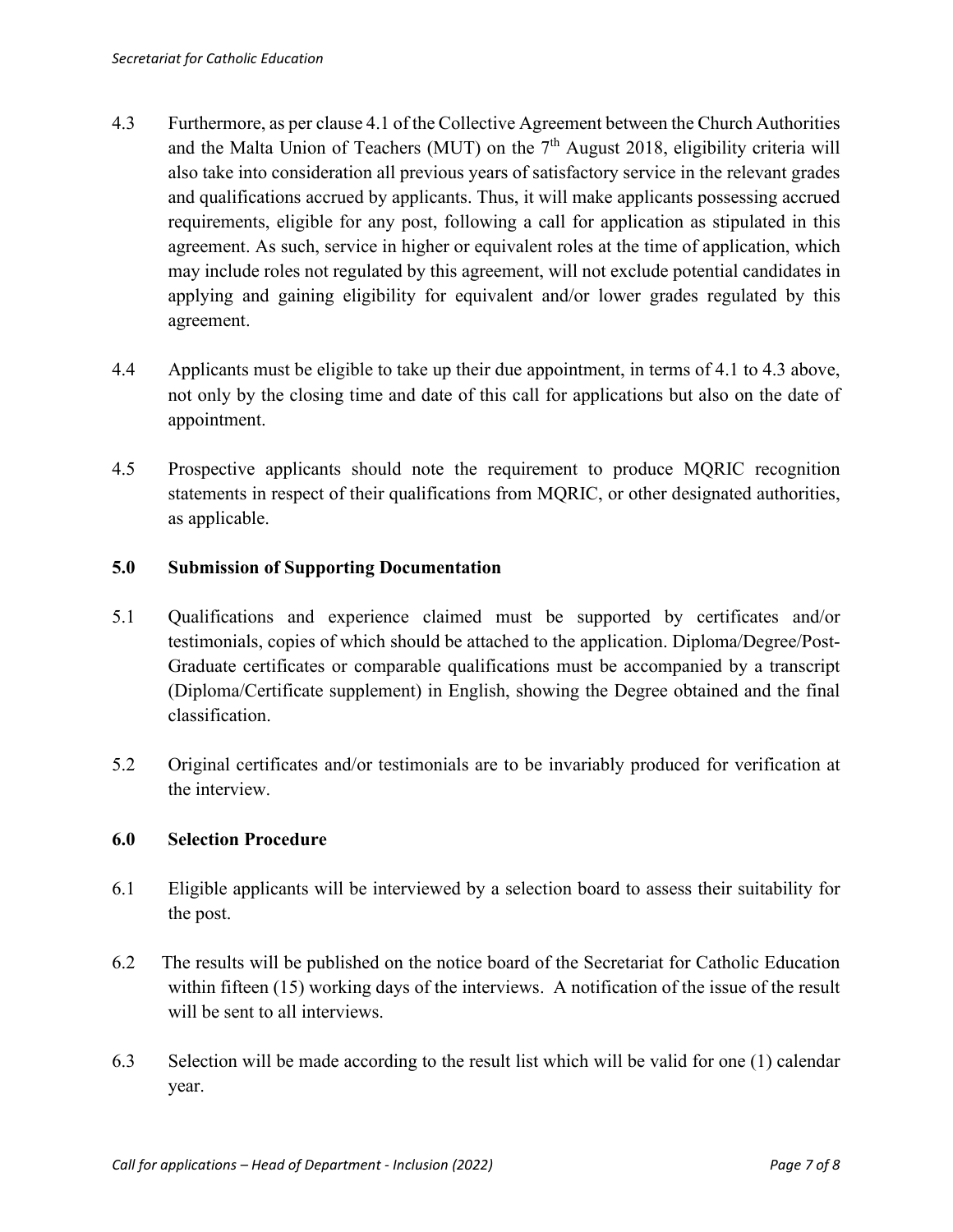4.3 Furthermore, as per clause 4.1 of the Collective Agreement between the Church Authorities and the Malta Union of Teachers (MUT) on the 7th August 2018, eligibility criteria will also take into consideration all previous years of satisfactory service in the relevant grades and qualifications accrued by applicants. Thus, it will make applicants possessing accrued requirements, eligible for any post, following a call for application as stipulated in this agreement. As such, service in higher or equivalent roles at the time of application, which may include roles not regulated by this agreement, will not exclude potential candidates in applying and gaining eligibility for equivalent and/or lower grades regulated by this agreement.

4.4 Applicants must be eligible to take up their due appointment, in terms of 4.1 to 4.3 above, not only by the closing time and date of this call for applications but also on the date of appointment.

4.5 Prospective applicants should note the requirement to produce MQRIC recognition statements in respect of their qualifications from MQRIC, or other designated authorities, as applicable.

## 5.0 Submission of Supporting Documentation

5.1 Qualifications and experience claimed must be supported by certificates and/or testimonials, copies of which should be attached to the application. Diploma/Degree/Post-Graduate certificates or comparable qualifications must be accompanied by a transcript (Diploma/Certificate supplement) in English, showing the Degree obtained and the final classification.

5.2 Original certificates and/or testimonials are to be invariably produced for verification at the interview.

## 6.0 Selection Procedure

6.1 Eligible applicants will be interviewed by a selection board to assess their suitability for the post.

6.2 The results will be published on the notice board of the Secretariat for Catholic Education within fifteen (15) working days of the interviews. A notification of the issue of the result will be sent to all interviews.

6.3 Selection will be made according to the result list which will be valid for one (1) calendar year.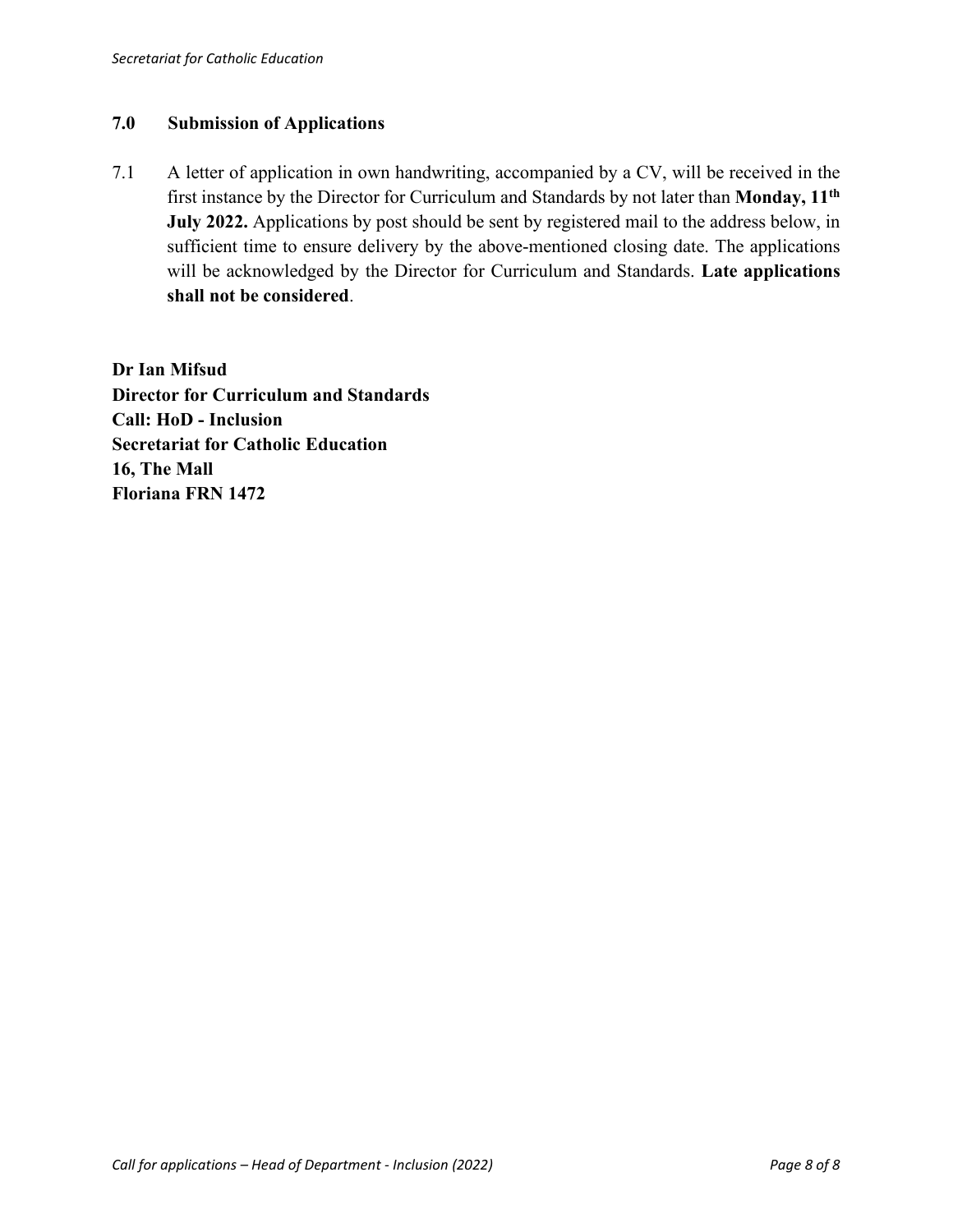## 7.0 Submission of Applications

7.1 A letter of application in own handwriting, accompanied by a CV, will be received in the first instance by the Director for Curriculum and Standards by not later than **Monday, 11th July 2022.** Applications by post should be sent by registered mail to the address below, in sufficient time to ensure delivery by the above-mentioned closing date. The applications will be acknowledged by the Director for Curriculum and Standards. **Late applications shall not be considered**.

**Dr Ian Mifsud**
**Director for Curriculum and Standards**
**Call: HoD - Inclusion**
**Secretariat for Catholic Education**
**16, The Mall**
**Floriana FRN 1472**